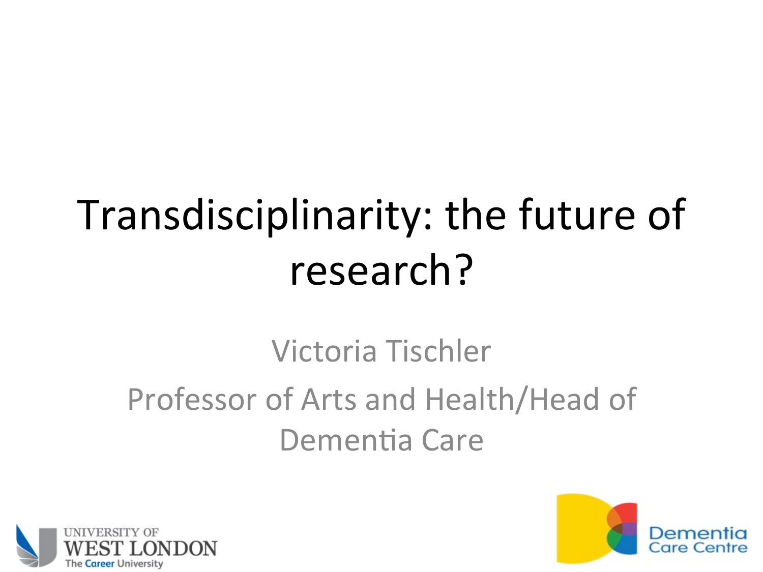# Transdisciplinarity: the future of research?

Victoria Tischler

Professor of Arts and Health/Head of Dementia Care

UNIVERSITY OF WEST LONDON
The Career University

Dementia Care Centre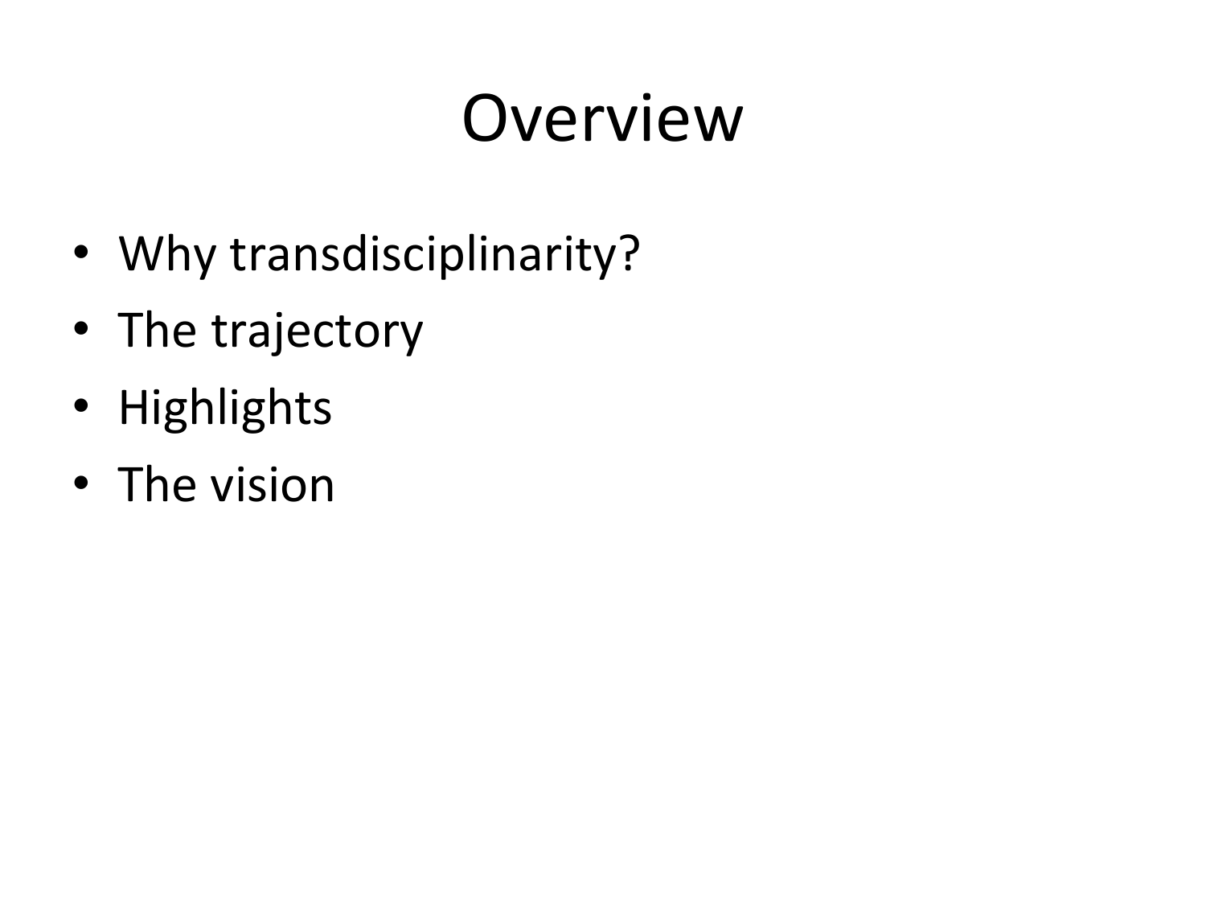# Overview

- Why transdisciplinarity?
- The trajectory
- Highlights
- The vision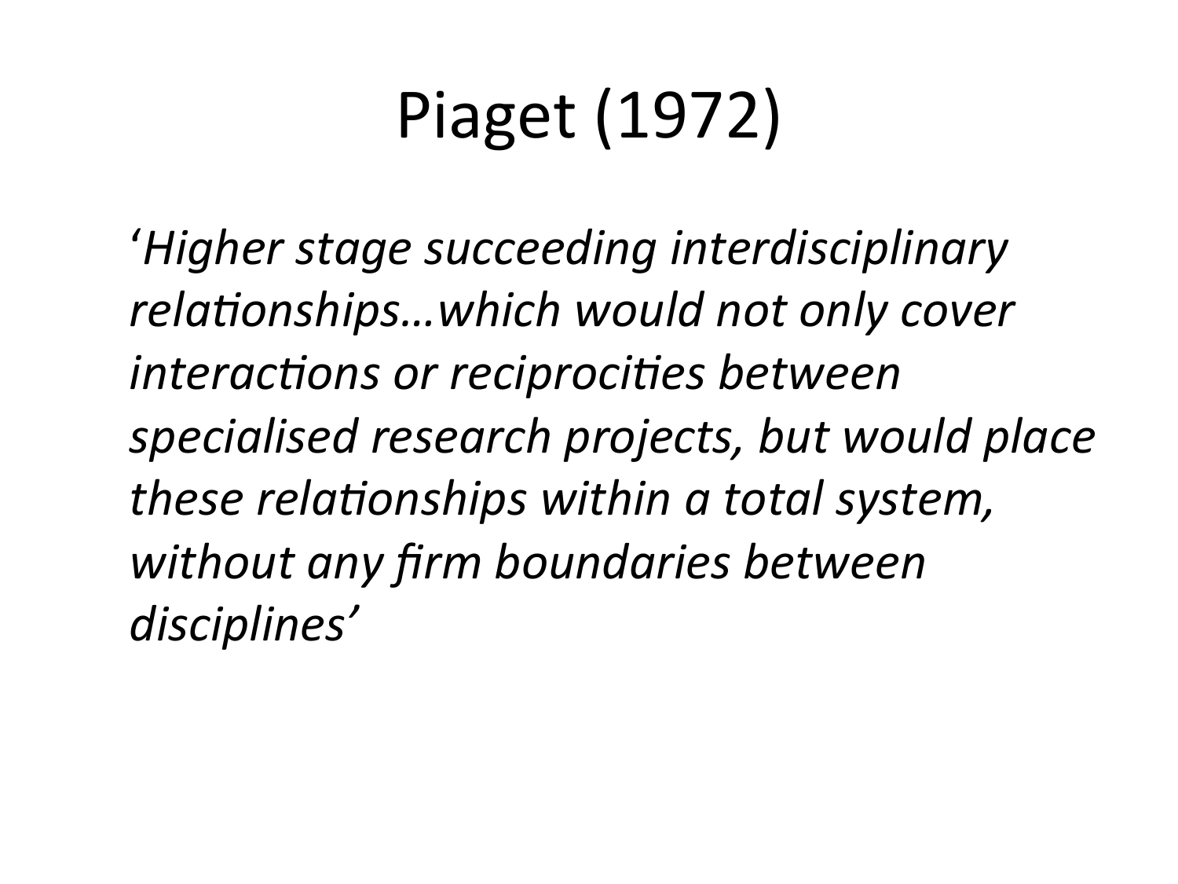# Piaget (1972)

‘*Higher stage succeeding interdisciplinary relationships…which would not only cover interactions or reciprocities between specialised research projects, but would place these relationships within a total system, without any firm boundaries between disciplines*’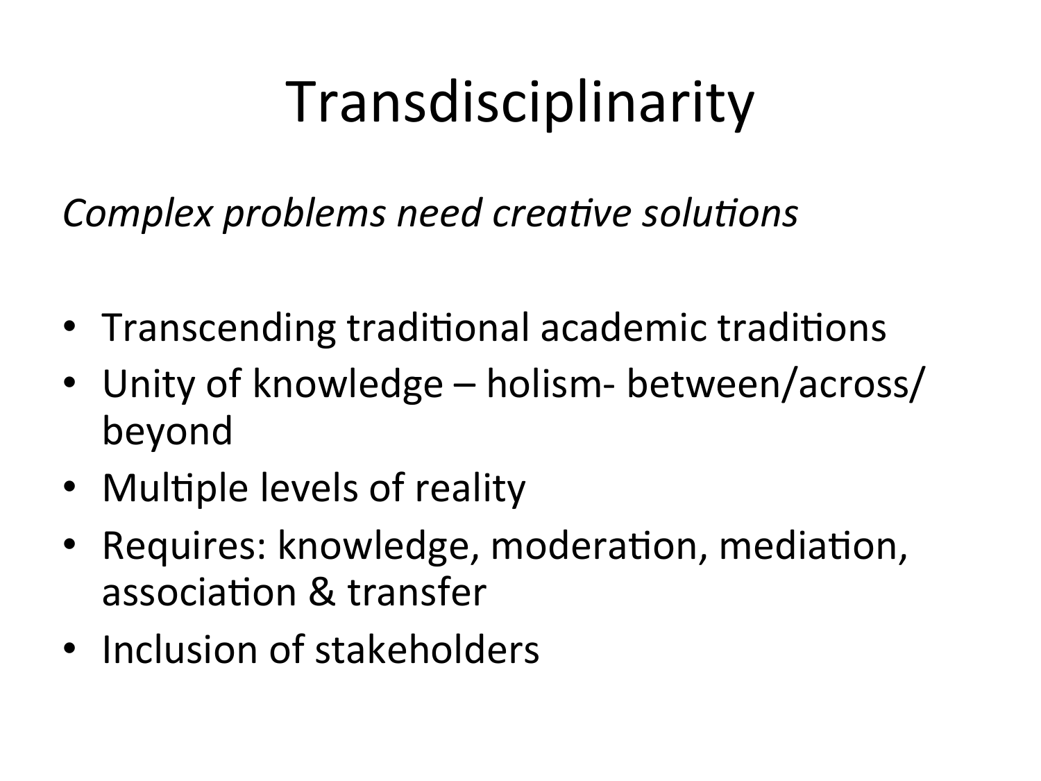# Transdisciplinarity

*Complex problems need creative solutions*

- Transcending traditional academic traditions
- Unity of knowledge – holism- between/across/ beyond
- Multiple levels of reality
- Requires: knowledge, moderation, mediation, association & transfer
- Inclusion of stakeholders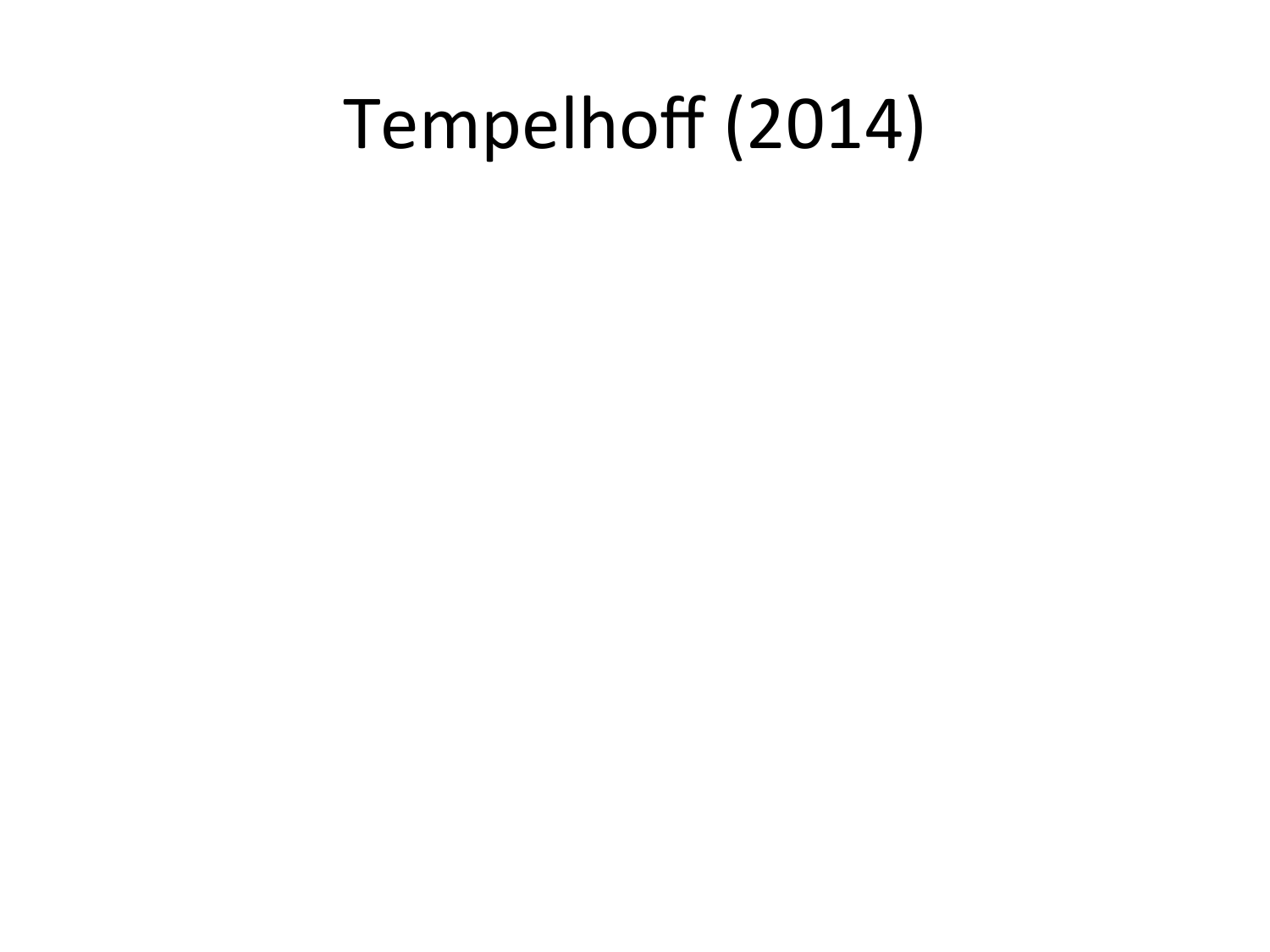# Tempelhoff (2014)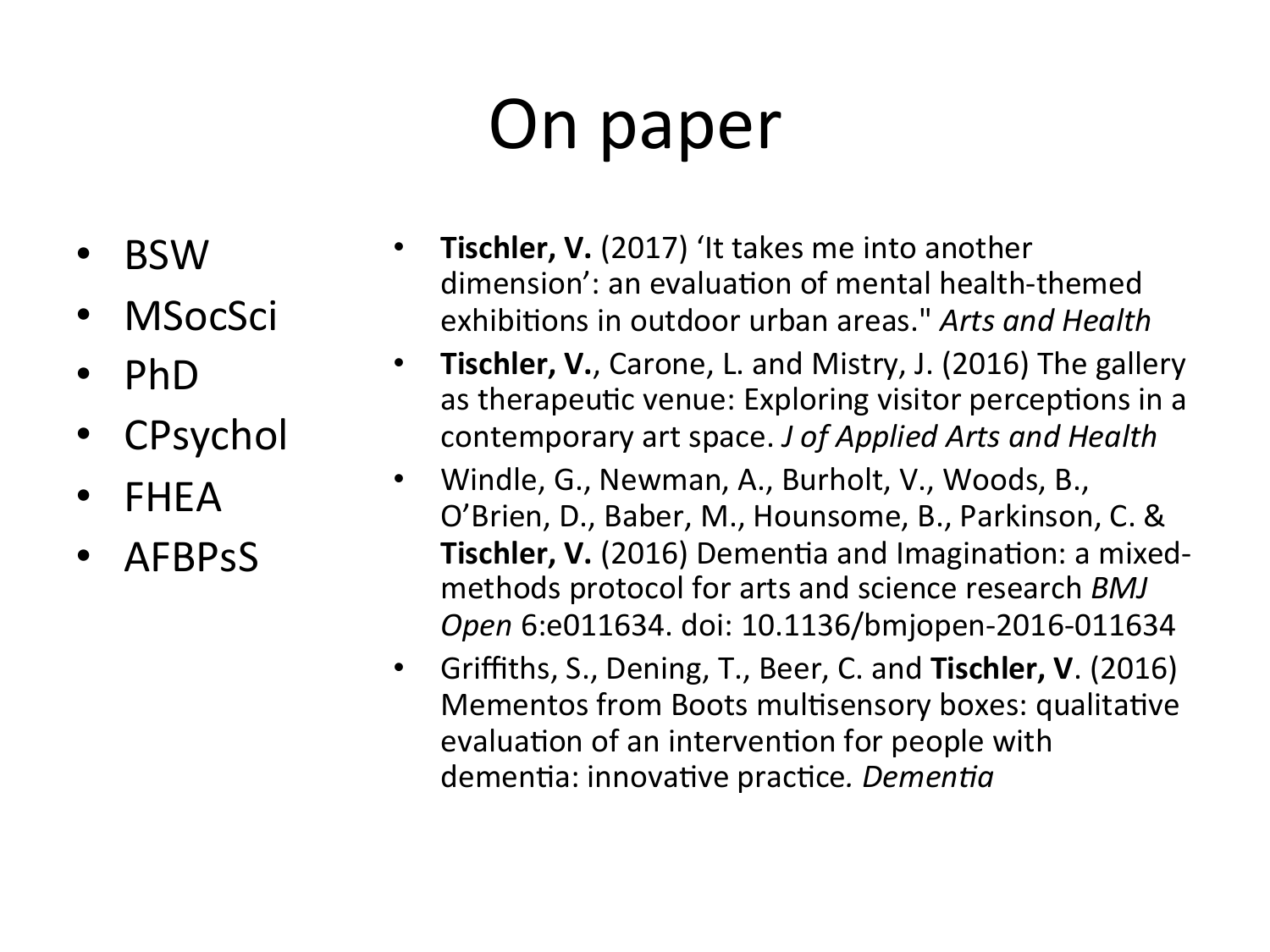# On paper

- BSW
- MSocSci
- PhD
- CPsychol
- FHEA
- AFBPsS

- **Tischler, V.** (2017) 'It takes me into another dimension': an evaluation of mental health-themed exhibitions in outdoor urban areas." *Arts and Health*
- **Tischler, V.**, Carone, L. and Mistry, J. (2016) The gallery as therapeutic venue: Exploring visitor perceptions in a contemporary art space. *J of Applied Arts and Health*
- Windle, G., Newman, A., Burholt, V., Woods, B., O'Brien, D., Baber, M., Hounsome, B., Parkinson, C. & **Tischler, V.** (2016) Dementia and Imagination: a mixed-methods protocol for arts and science research *BMJ Open* 6:e011634. doi: 10.1136/bmjopen-2016-011634
- Griffiths, S., Dening, T., Beer, C. and **Tischler, V**. (2016) Mementos from Boots multisensory boxes: qualitative evaluation of an intervention for people with dementia: innovative practice*. Dementia*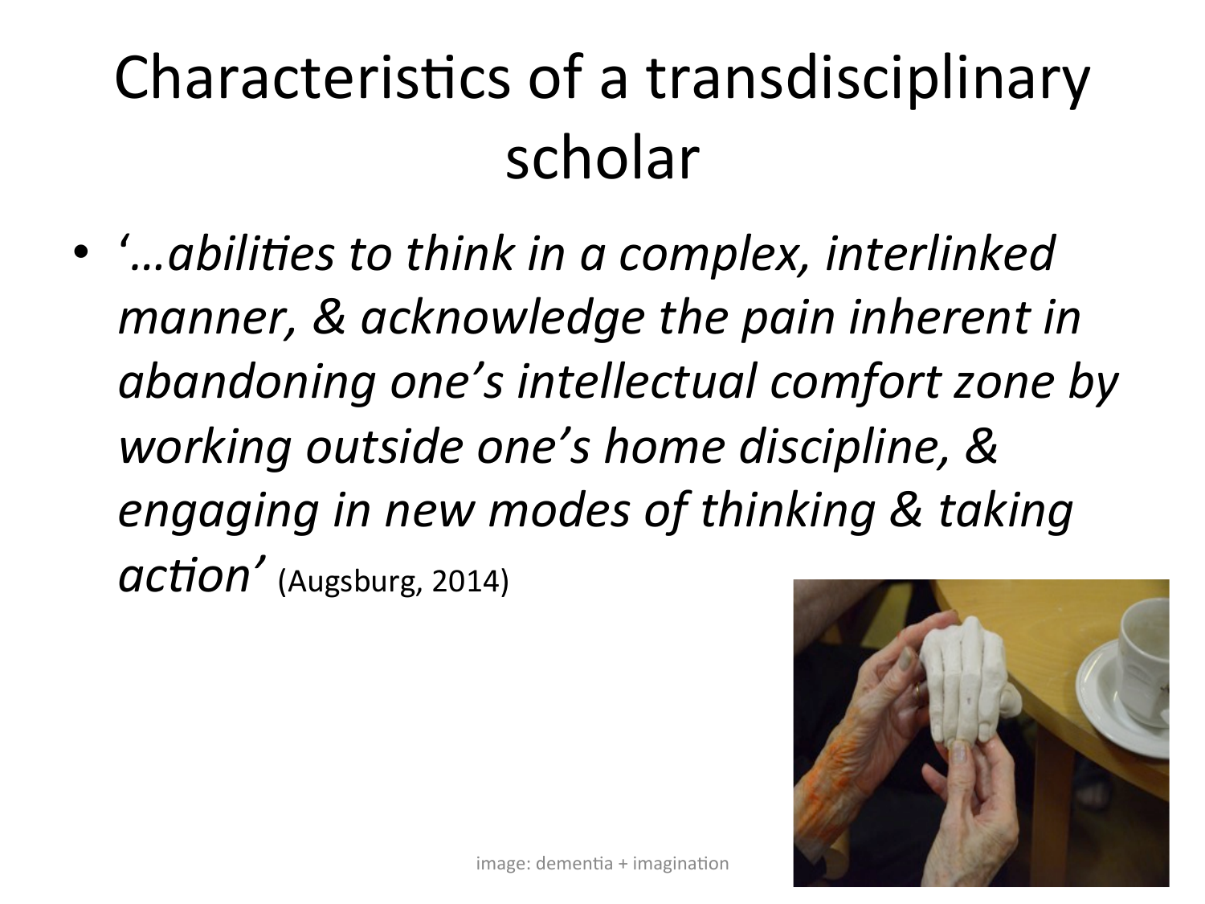# Characteristics of a transdisciplinary scholar

- *'…abilities to think in a complex, interlinked manner, & acknowledge the pain inherent in abandoning one's intellectual comfort zone by working outside one's home discipline, & engaging in new modes of thinking & taking action'* (Augsburg, 2014)

image: dementia + imagination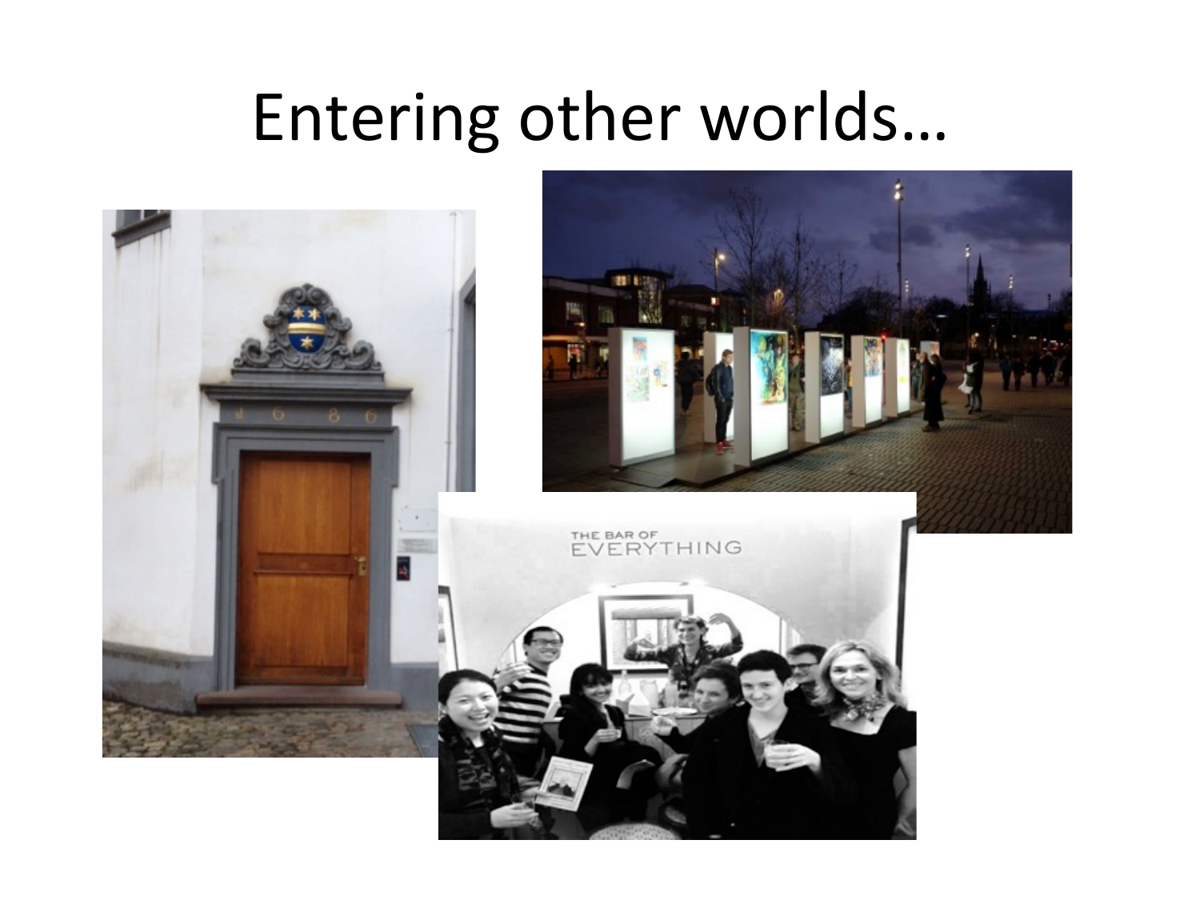# Entering other worlds…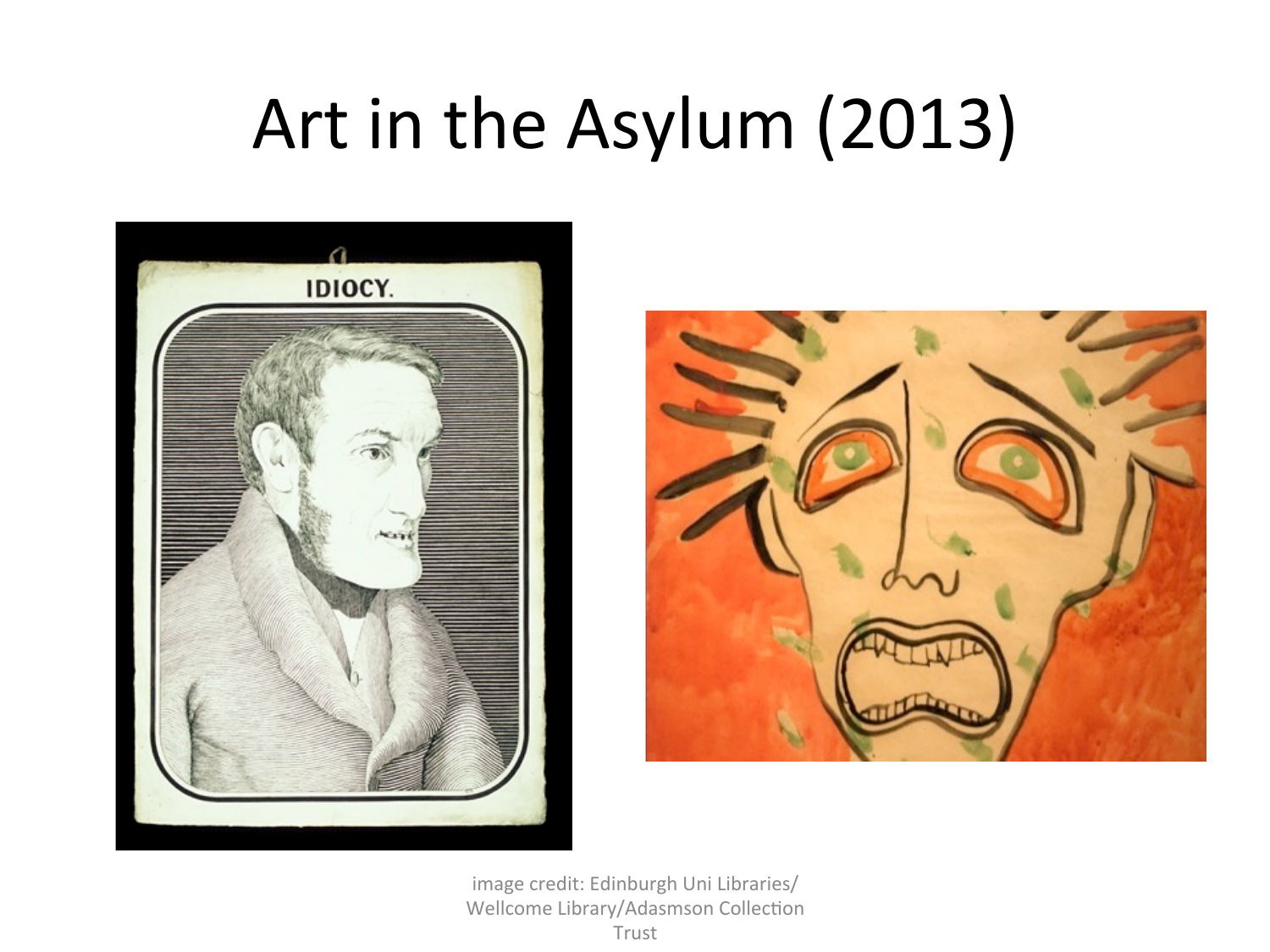# Art in the Asylum (2013)

image credit: Edinburgh Uni Libraries/ Wellcome Library/Adasmson Collection Trust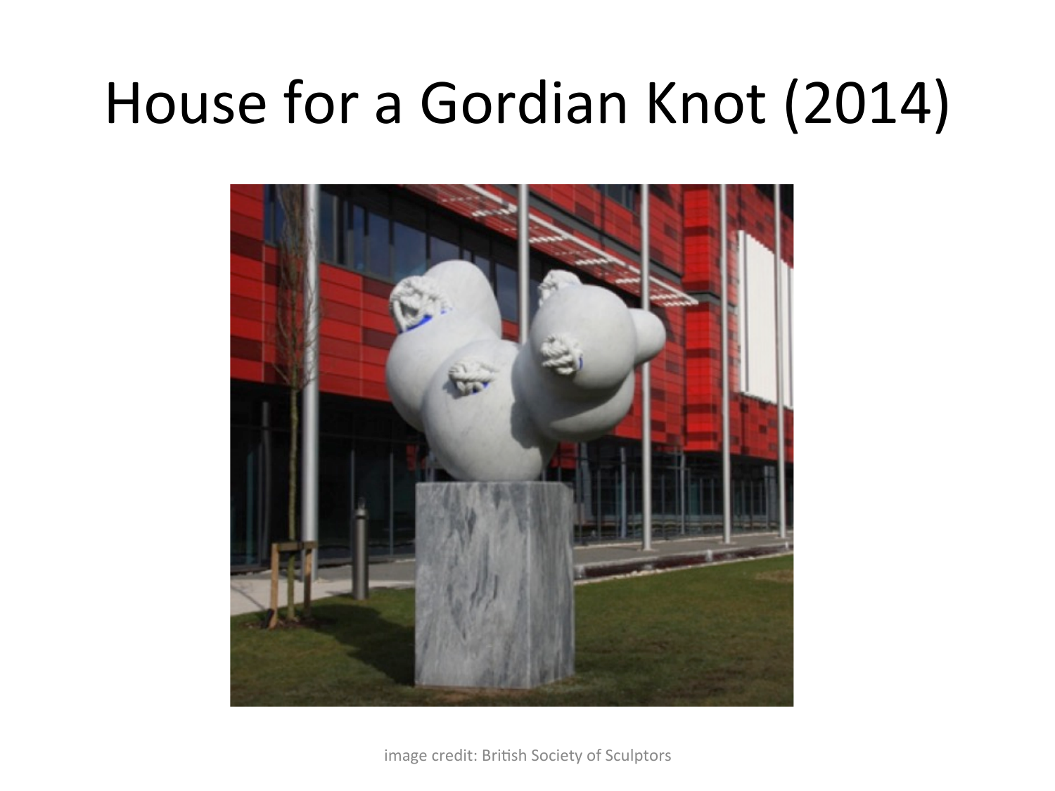# House for a Gordian Knot (2014)

image credit: British Society of Sculptors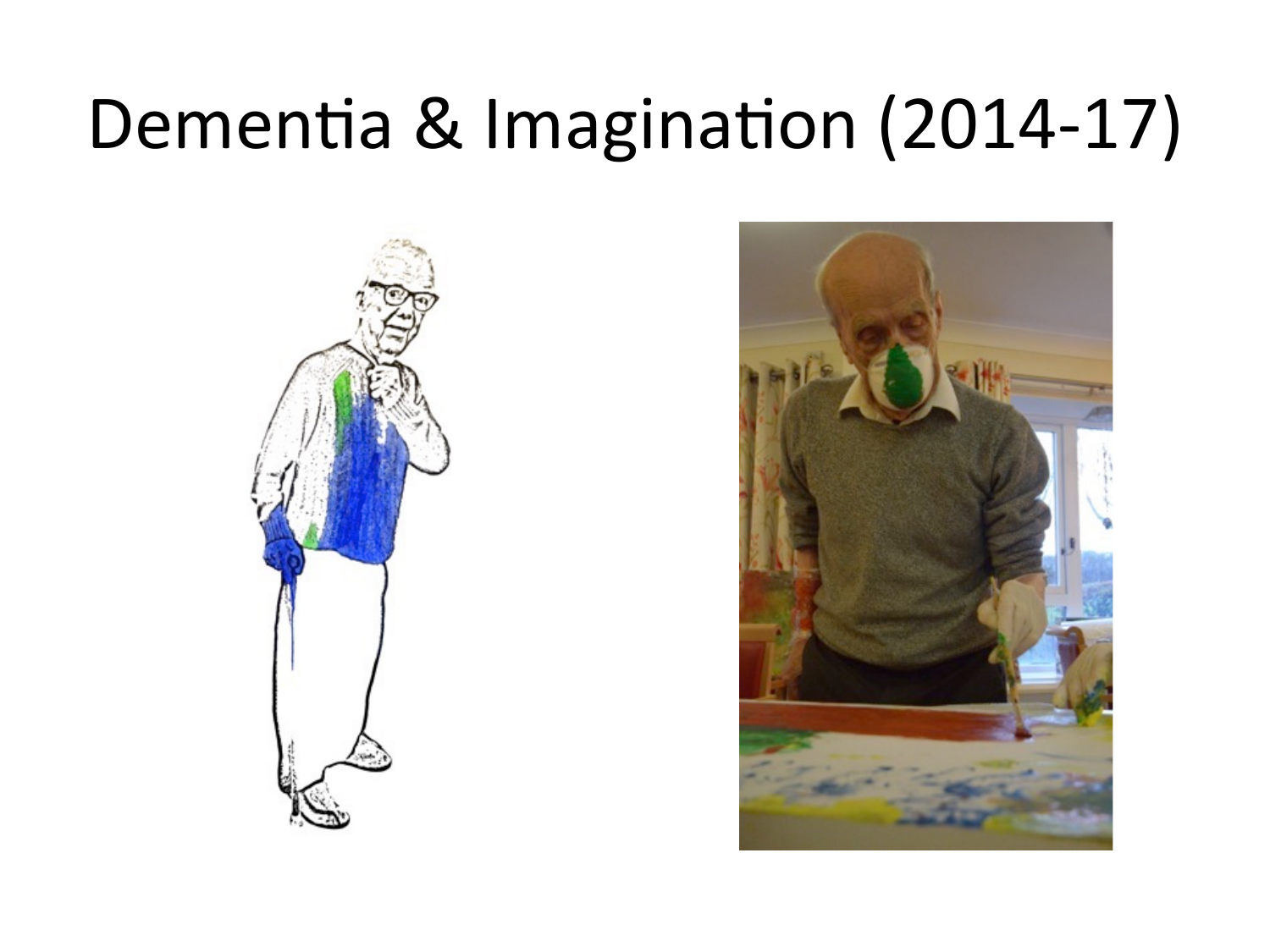# Dementia & Imagination (2014-17)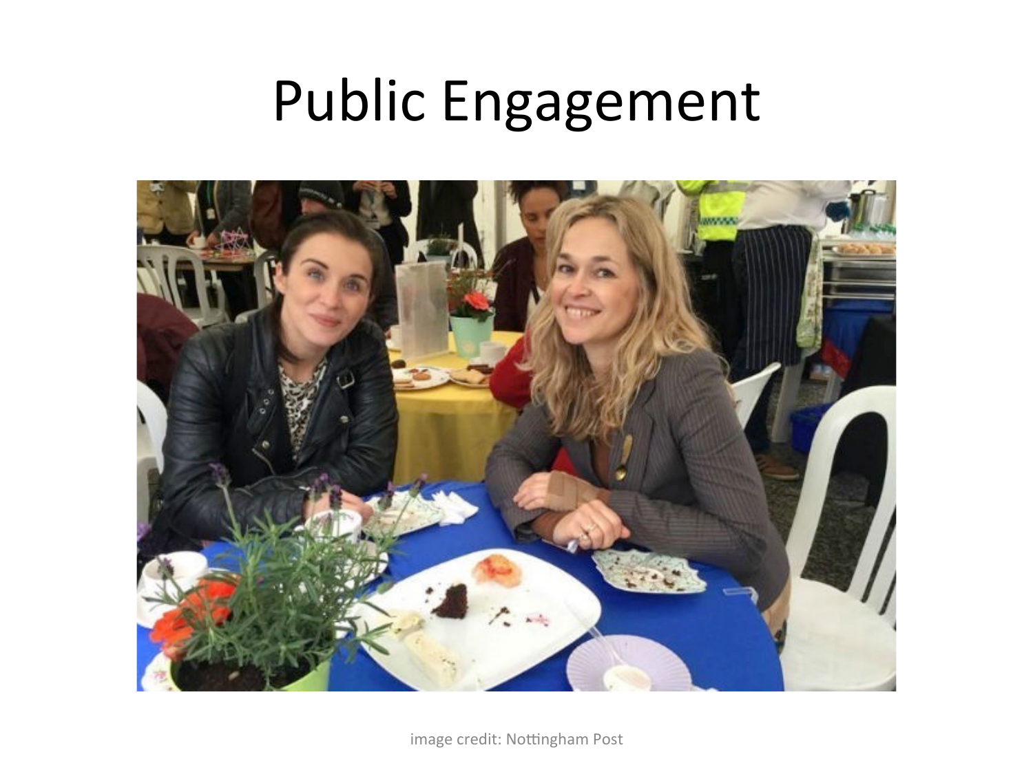# Public Engagement

image credit: Nottingham Post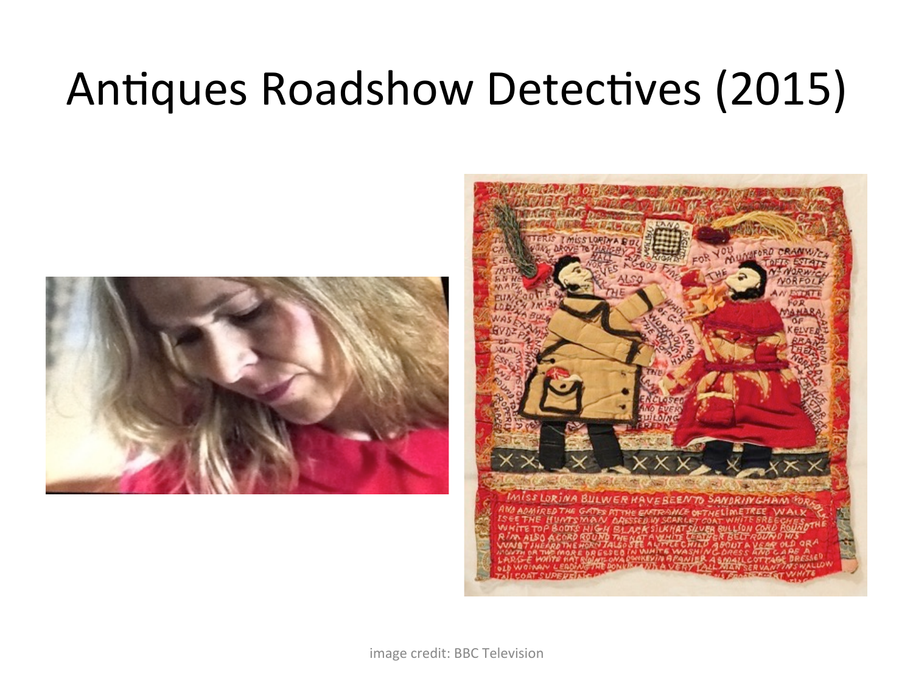# Antiques Roadshow Detectives (2015)

image credit: BBC Television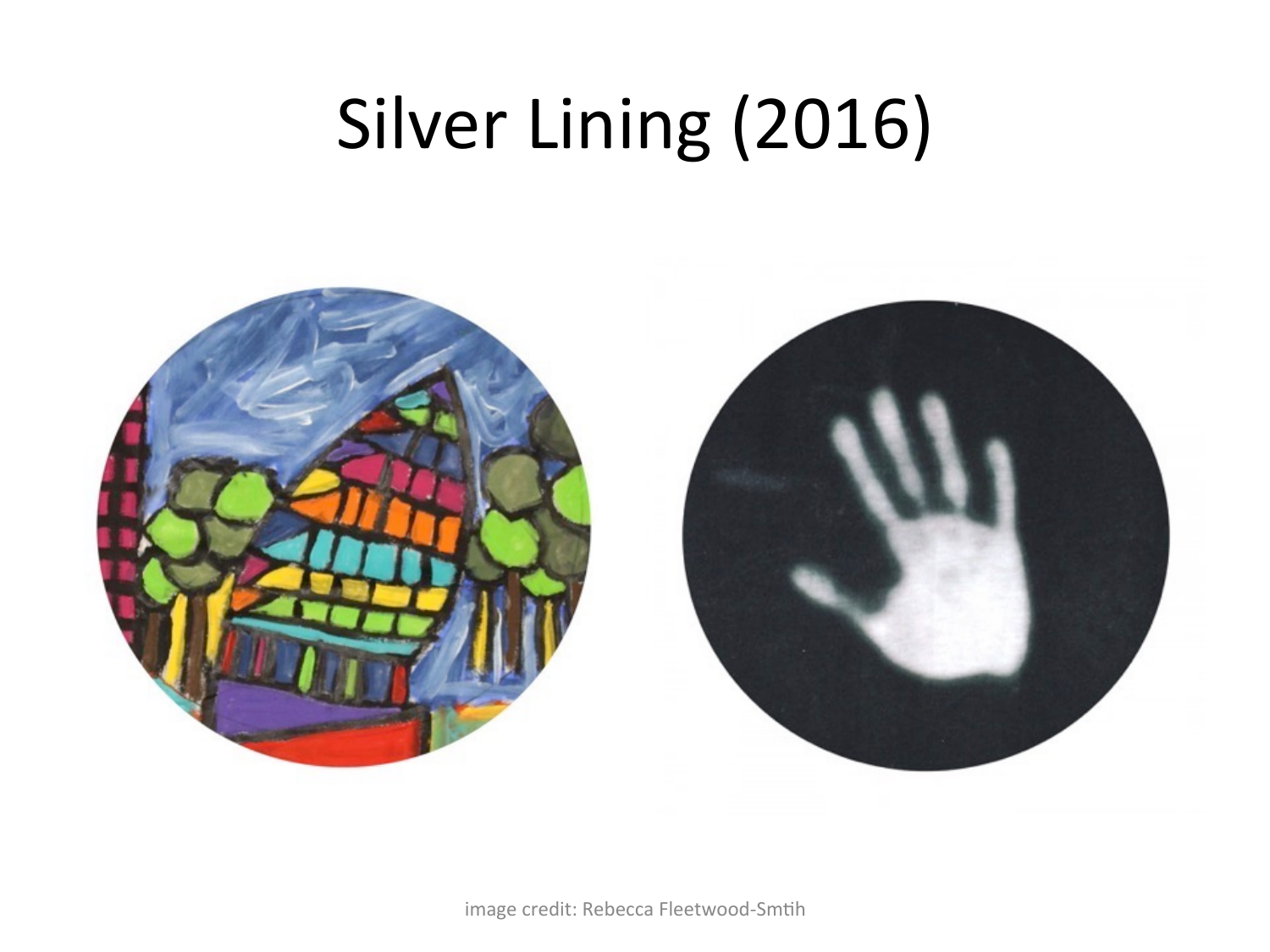# Silver Lining (2016)

image credit: Rebecca Fleetwood-Smtih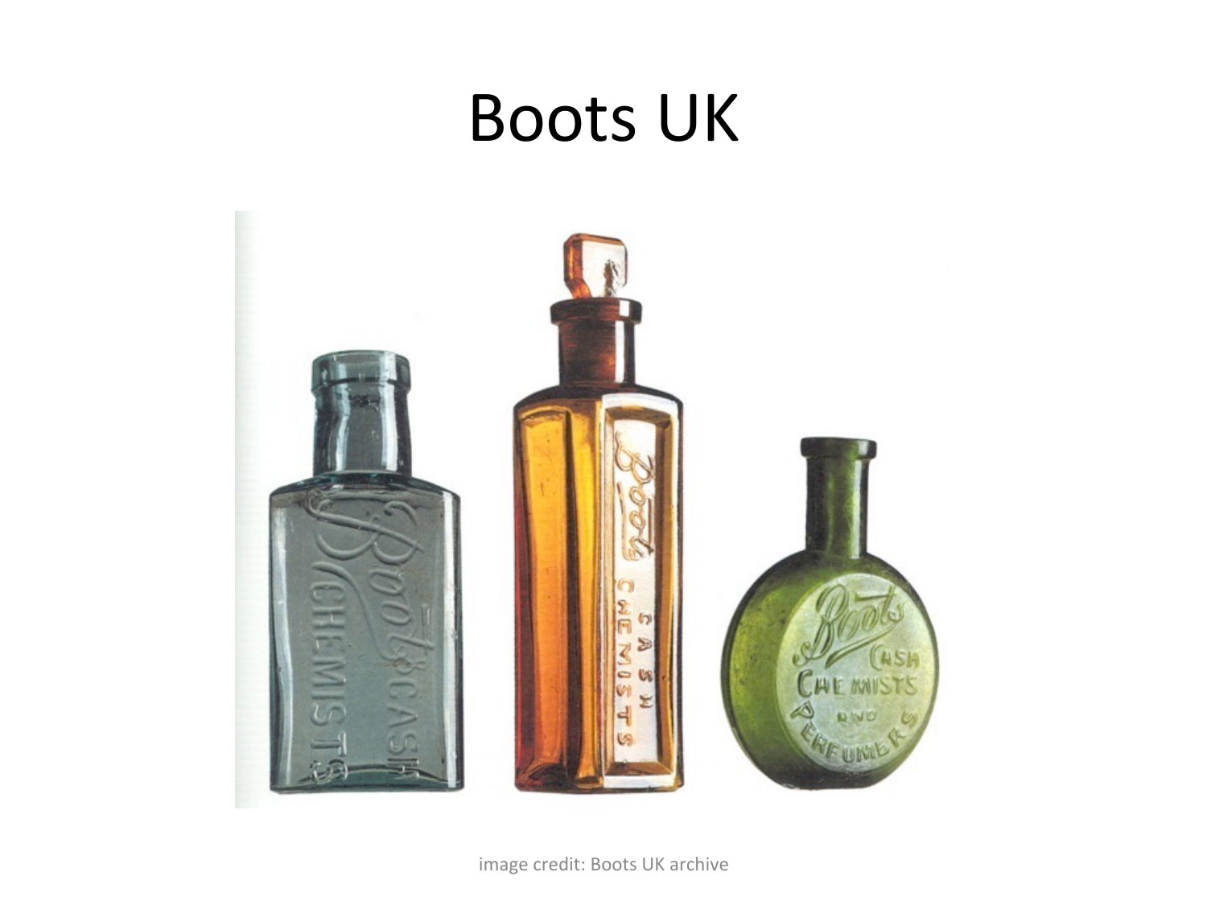# Boots UK

image credit: Boots UK archive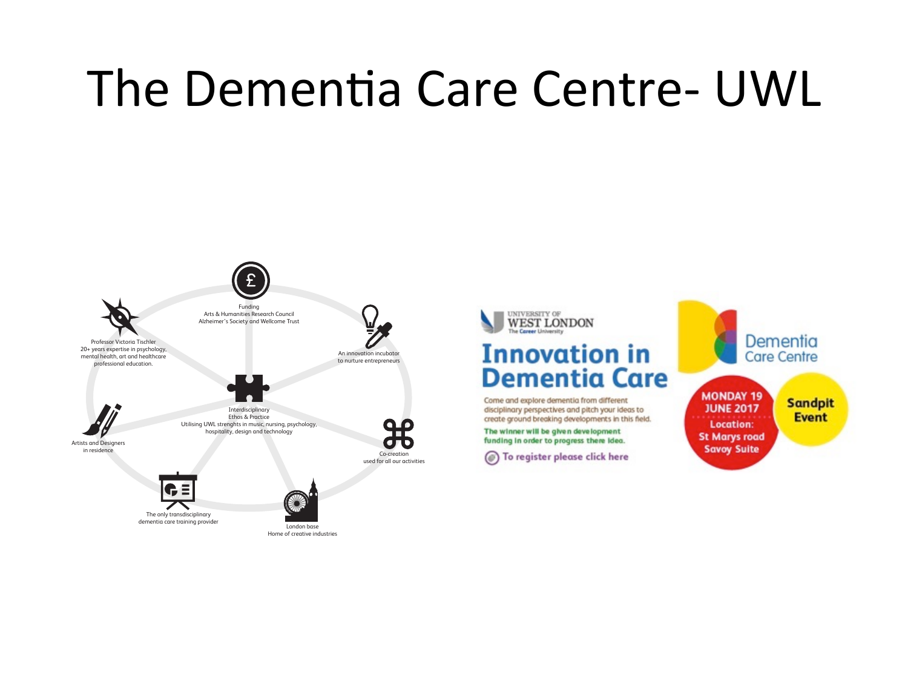# The Dementia Care Centre- UWL

Funding
Arts & Humanities Research Council
Alzheimer's Society and Wellcome Trust

Professor Victoria Tischler
20+ years expertise in psychology, mental health, art and healthcare professional education.

An innovation incubator to nurture entrepreneurs

Interdisciplinary
Ethos & Practice
Utilising UWL strenghts in music, nursing, psychology, hospitality, design and technology

Artists and Designers in residence

Co-creation used for all our activities

The only transdisciplinary dementia care training provider

London base
Home of creative industries

UNIVERSITY OF WEST LONDON
The Career University

## Innovation in Dementia Care

Come and explore dementia from different disciplinary perspectives and pitch your ideas to create ground breaking developments in this field.

**The winner will be given development funding in order to progress there idea.**

To register please click here

Dementia Care Centre

**MONDAY 19 JUNE 2017**
**Location: St Marys road Savoy Suite**

**Sandpit Event**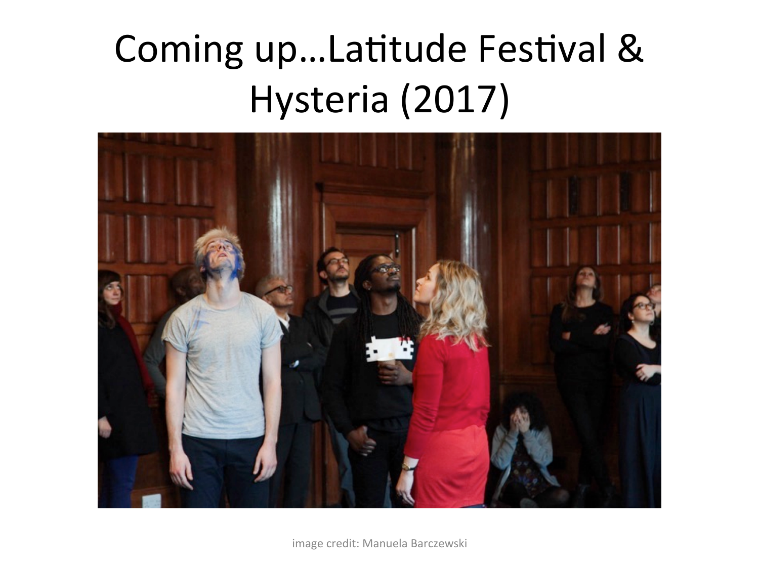# Coming up…Latitude Festival & Hysteria (2017)

image credit: Manuela Barczewski